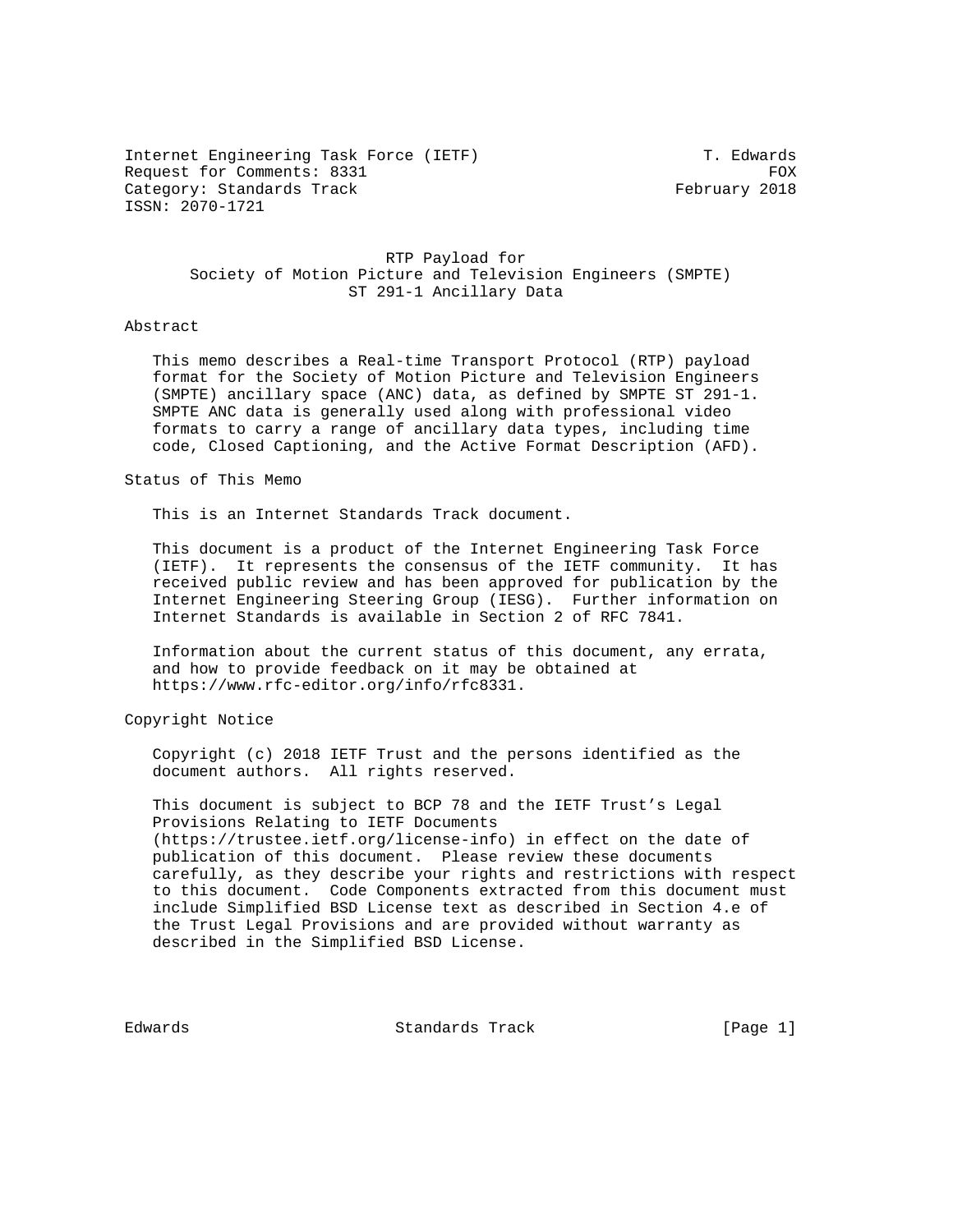Internet Engineering Task Force (IETF) T. Edwards
Request for Comments: 8331 FOX
Category: Standards Track February 2018
ISSN: 2070-1721

# RTP Payload for Society of Motion Picture and Television Engineers (SMPTE) ST 291-1 Ancillary Data

## Abstract

This memo describes a Real-time Transport Protocol (RTP) payload format for the Society of Motion Picture and Television Engineers (SMPTE) ancillary space (ANC) data, as defined by SMPTE ST 291-1. SMPTE ANC data is generally used along with professional video formats to carry a range of ancillary data types, including time code, Closed Captioning, and the Active Format Description (AFD).

## Status of This Memo

This is an Internet Standards Track document.

This document is a product of the Internet Engineering Task Force (IETF). It represents the consensus of the IETF community. It has received public review and has been approved for publication by the Internet Engineering Steering Group (IESG). Further information on Internet Standards is available in Section 2 of RFC 7841.

Information about the current status of this document, any errata, and how to provide feedback on it may be obtained at https://www.rfc-editor.org/info/rfc8331.

## Copyright Notice

Copyright (c) 2018 IETF Trust and the persons identified as the document authors. All rights reserved.

This document is subject to BCP 78 and the IETF Trust's Legal Provisions Relating to IETF Documents (https://trustee.ietf.org/license-info) in effect on the date of publication of this document. Please review these documents carefully, as they describe your rights and restrictions with respect to this document. Code Components extracted from this document must include Simplified BSD License text as described in Section 4.e of the Trust Legal Provisions and are provided without warranty as described in the Simplified BSD License.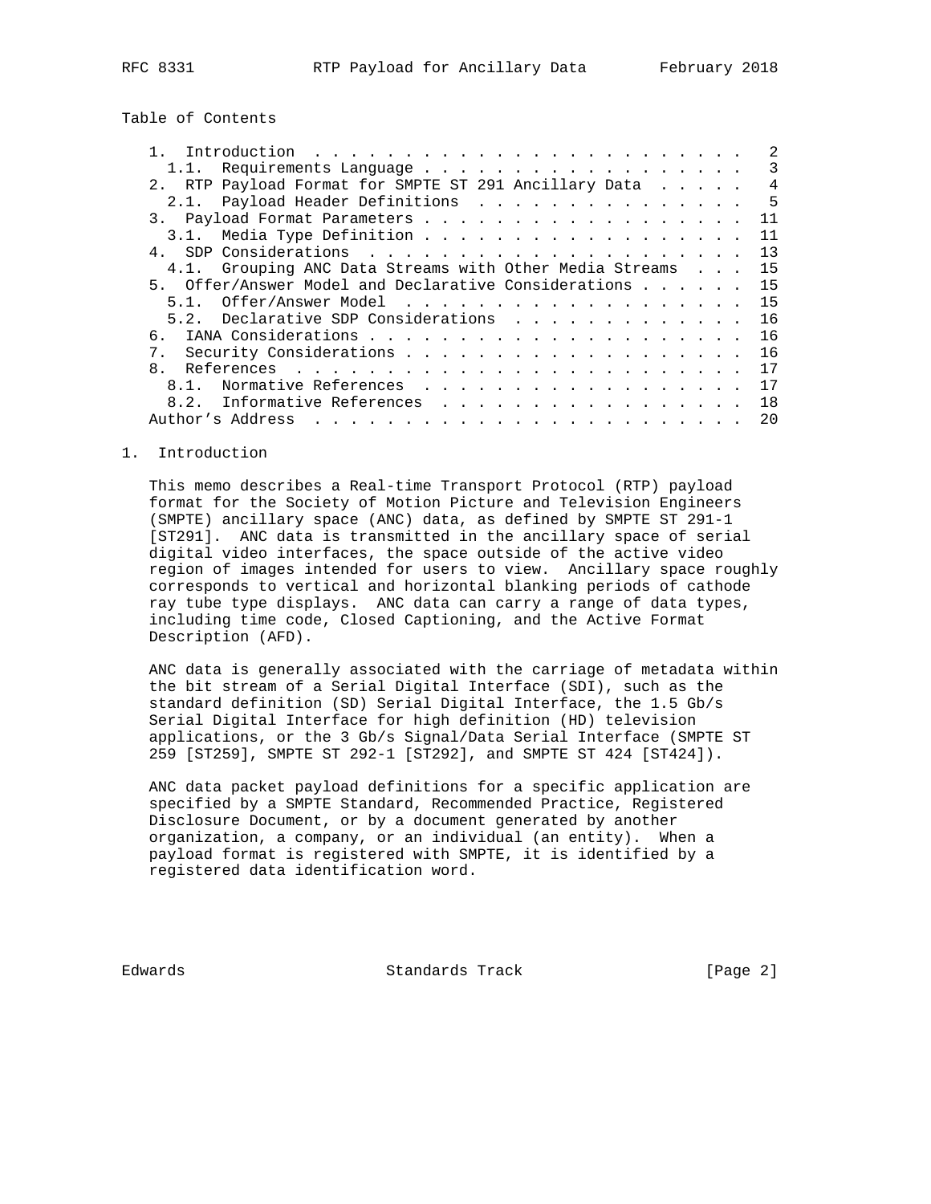Table of Contents

```
   1.  Introduction  . . . . . . . . . . . . . . . . . . . . . . . .   2
     1.1.  Requirements Language . . . . . . . . . . . . . . . . . .   3
   2.  RTP Payload Format for SMPTE ST 291 Ancillary Data  . . . . .   4
     2.1.  Payload Header Definitions  . . . . . . . . . . . . . . .   5
   3.  Payload Format Parameters . . . . . . . . . . . . . . . . . .  11
     3.1.  Media Type Definition . . . . . . . . . . . . . . . . . .  11
   4.  SDP Considerations  . . . . . . . . . . . . . . . . . . . . .  13
     4.1.  Grouping ANC Data Streams with Other Media Streams  . . .  15
   5.  Offer/Answer Model and Declarative Considerations . . . . . .  15
     5.1.  Offer/Answer Model  . . . . . . . . . . . . . . . . . . .  15
     5.2.  Declarative SDP Considerations  . . . . . . . . . . . . .  16
   6.  IANA Considerations . . . . . . . . . . . . . . . . . . . . .  16
   7.  Security Considerations . . . . . . . . . . . . . . . . . . .  16
   8.  References  . . . . . . . . . . . . . . . . . . . . . . . . .  17
     8.1.  Normative References  . . . . . . . . . . . . . . . . . .  17
     8.2.  Informative References  . . . . . . . . . . . . . . . . .  18
   Author's Address  . . . . . . . . . . . . . . . . . . . . . . . .  20
```

## 1. Introduction

This memo describes a Real-time Transport Protocol (RTP) payload format for the Society of Motion Picture and Television Engineers (SMPTE) ancillary space (ANC) data, as defined by SMPTE ST 291-1 [ST291]. ANC data is transmitted in the ancillary space of serial digital video interfaces, the space outside of the active video region of images intended for users to view. Ancillary space roughly corresponds to vertical and horizontal blanking periods of cathode ray tube type displays. ANC data can carry a range of data types, including time code, Closed Captioning, and the Active Format Description (AFD).

ANC data is generally associated with the carriage of metadata within the bit stream of a Serial Digital Interface (SDI), such as the standard definition (SD) Serial Digital Interface, the 1.5 Gb/s Serial Digital Interface for high definition (HD) television applications, or the 3 Gb/s Signal/Data Serial Interface (SMPTE ST 259 [ST259], SMPTE ST 292-1 [ST292], and SMPTE ST 424 [ST424]).

ANC data packet payload definitions for a specific application are specified by a SMPTE Standard, Recommended Practice, Registered Disclosure Document, or by a document generated by another organization, a company, or an individual (an entity). When a payload format is registered with SMPTE, it is identified by a registered data identification word.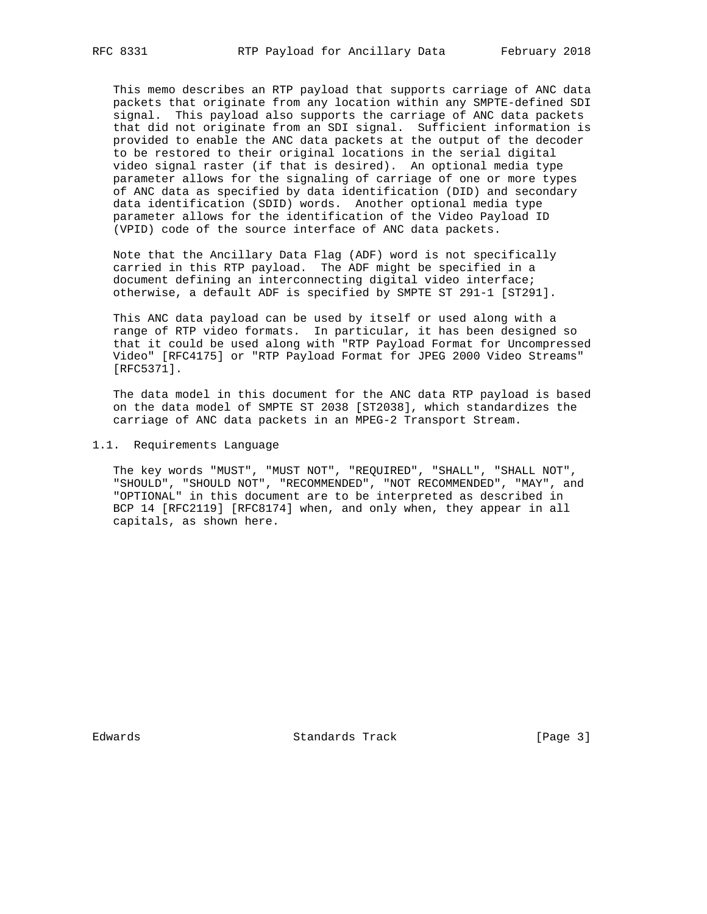This memo describes an RTP payload that supports carriage of ANC data packets that originate from any location within any SMPTE-defined SDI signal. This payload also supports the carriage of ANC data packets that did not originate from an SDI signal. Sufficient information is provided to enable the ANC data packets at the output of the decoder to be restored to their original locations in the serial digital video signal raster (if that is desired). An optional media type parameter allows for the signaling of carriage of one or more types of ANC data as specified by data identification (DID) and secondary data identification (SDID) words. Another optional media type parameter allows for the identification of the Video Payload ID (VPID) code of the source interface of ANC data packets.

Note that the Ancillary Data Flag (ADF) word is not specifically carried in this RTP payload. The ADF might be specified in a document defining an interconnecting digital video interface; otherwise, a default ADF is specified by SMPTE ST 291-1 [ST291].

This ANC data payload can be used by itself or used along with a range of RTP video formats. In particular, it has been designed so that it could be used along with "RTP Payload Format for Uncompressed Video" [RFC4175] or "RTP Payload Format for JPEG 2000 Video Streams" [RFC5371].

The data model in this document for the ANC data RTP payload is based on the data model of SMPTE ST 2038 [ST2038], which standardizes the carriage of ANC data packets in an MPEG-2 Transport Stream.

### 1.1. Requirements Language

The key words "MUST", "MUST NOT", "REQUIRED", "SHALL", "SHALL NOT", "SHOULD", "SHOULD NOT", "RECOMMENDED", "NOT RECOMMENDED", "MAY", and "OPTIONAL" in this document are to be interpreted as described in BCP 14 [RFC2119] [RFC8174] when, and only when, they appear in all capitals, as shown here.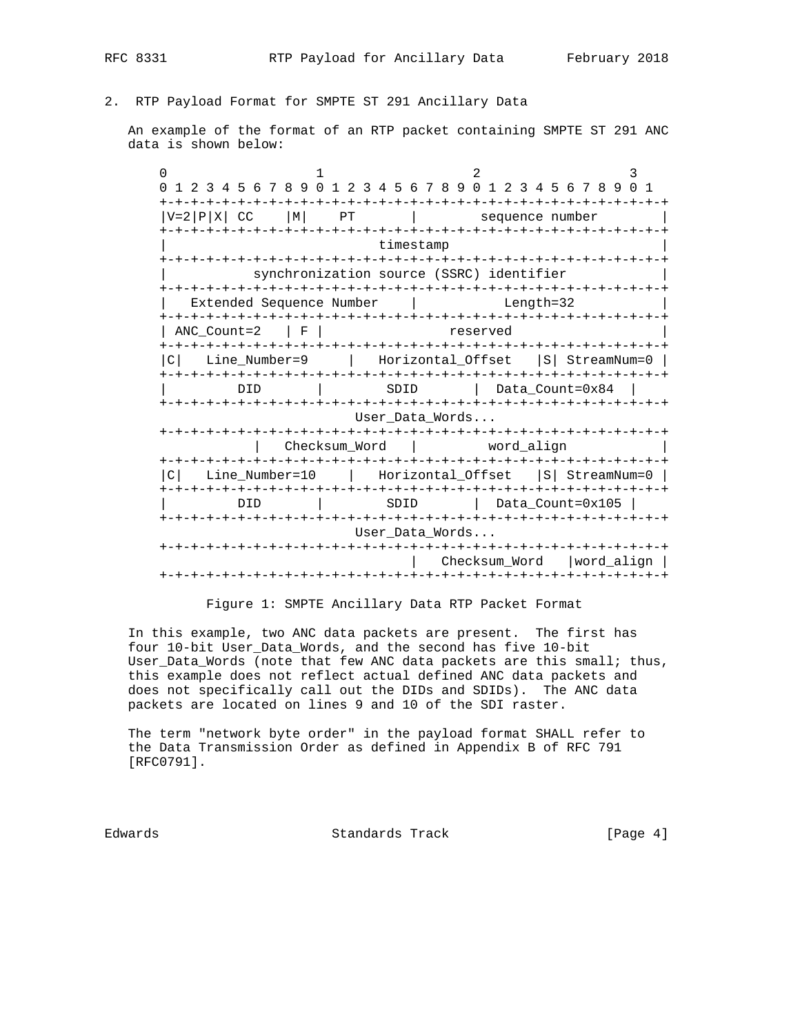## 2. RTP Payload Format for SMPTE ST 291 Ancillary Data

An example of the format of an RTP packet containing SMPTE ST 291 ANC data is shown below:

```
 0                   1                   2                   3
 0 1 2 3 4 5 6 7 8 9 0 1 2 3 4 5 6 7 8 9 0 1 2 3 4 5 6 7 8 9 0 1
+-+-+-+-+-+-+-+-+-+-+-+-+-+-+-+-+-+-+-+-+-+-+-+-+-+-+-+-+-+-+-+-+
|V=2|P|X| CC    |M|    PT       |        sequence number        |
+-+-+-+-+-+-+-+-+-+-+-+-+-+-+-+-+-+-+-+-+-+-+-+-+-+-+-+-+-+-+-+-+
|                           timestamp                           |
+-+-+-+-+-+-+-+-+-+-+-+-+-+-+-+-+-+-+-+-+-+-+-+-+-+-+-+-+-+-+-+-+
|           synchronization source (SSRC) identifier            |
+-+-+-+-+-+-+-+-+-+-+-+-+-+-+-+-+-+-+-+-+-+-+-+-+-+-+-+-+-+-+-+-+
|   Extended Sequence Number    |           Length=32           |
+-+-+-+-+-+-+-+-+-+-+-+-+-+-+-+-+-+-+-+-+-+-+-+-+-+-+-+-+-+-+-+-+
| ANC_Count=2   | F |                reserved                   |
+-+-+-+-+-+-+-+-+-+-+-+-+-+-+-+-+-+-+-+-+-+-+-+-+-+-+-+-+-+-+-+-+
|C|   Line_Number=9     |   Horizontal_Offset   |S| StreamNum=0 |
+-+-+-+-+-+-+-+-+-+-+-+-+-+-+-+-+-+-+-+-+-+-+-+-+-+-+-+-+-+-+-+-+
|         DID       |        SDID       |  Data_Count=0x84  |
+-+-+-+-+-+-+-+-+-+-+-+-+-+-+-+-+-+-+-+-+-+-+-+-+-+-+-+-+-+-+-+-+
                         User_Data_Words...
+-+-+-+-+-+-+-+-+-+-+-+-+-+-+-+-+-+-+-+-+-+-+-+-+-+-+-+-+-+-+-+-+
            |   Checksum_Word   |         word_align            |
+-+-+-+-+-+-+-+-+-+-+-+-+-+-+-+-+-+-+-+-+-+-+-+-+-+-+-+-+-+-+-+-+
|C|   Line_Number=10    |   Horizontal_Offset   |S| StreamNum=0 |
+-+-+-+-+-+-+-+-+-+-+-+-+-+-+-+-+-+-+-+-+-+-+-+-+-+-+-+-+-+-+-+-+
|         DID       |        SDID       |  Data_Count=0x105 |
+-+-+-+-+-+-+-+-+-+-+-+-+-+-+-+-+-+-+-+-+-+-+-+-+-+-+-+-+-+-+-+-+
                         User_Data_Words...
+-+-+-+-+-+-+-+-+-+-+-+-+-+-+-+-+-+-+-+-+-+-+-+-+-+-+-+-+-+-+-+-+
                                |   Checksum_Word   |word_align |
+-+-+-+-+-+-+-+-+-+-+-+-+-+-+-+-+-+-+-+-+-+-+-+-+-+-+-+-+-+-+-+-+
```

Figure 1: SMPTE Ancillary Data RTP Packet Format

In this example, two ANC data packets are present. The first has four 10-bit User_Data_Words, and the second has five 10-bit User_Data_Words (note that few ANC data packets are this small; thus, this example does not reflect actual defined ANC data packets and does not specifically call out the DIDs and SDIDs). The ANC data packets are located on lines 9 and 10 of the SDI raster.

The term "network byte order" in the payload format SHALL refer to the Data Transmission Order as defined in Appendix B of RFC 791 [RFC0791].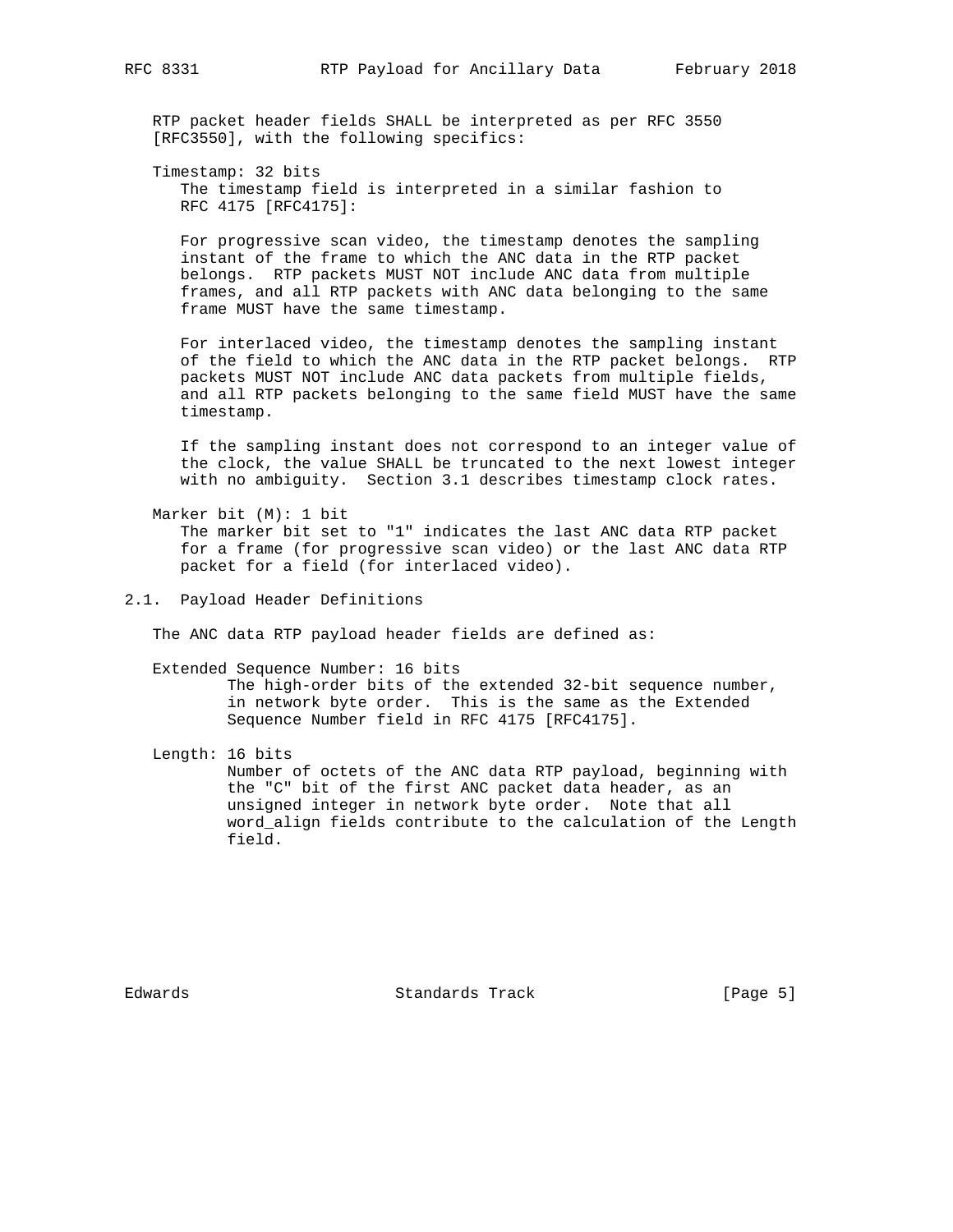RTP packet header fields SHALL be interpreted as per RFC 3550 [RFC3550], with the following specifics:

Timestamp: 32 bits
The timestamp field is interpreted in a similar fashion to RFC 4175 [RFC4175]:

For progressive scan video, the timestamp denotes the sampling instant of the frame to which the ANC data in the RTP packet belongs. RTP packets MUST NOT include ANC data from multiple frames, and all RTP packets with ANC data belonging to the same frame MUST have the same timestamp.

For interlaced video, the timestamp denotes the sampling instant of the field to which the ANC data in the RTP packet belongs. RTP packets MUST NOT include ANC data packets from multiple fields, and all RTP packets belonging to the same field MUST have the same timestamp.

If the sampling instant does not correspond to an integer value of the clock, the value SHALL be truncated to the next lowest integer with no ambiguity. Section 3.1 describes timestamp clock rates.

Marker bit (M): 1 bit
The marker bit set to "1" indicates the last ANC data RTP packet for a frame (for progressive scan video) or the last ANC data RTP packet for a field (for interlaced video).

## 2.1. Payload Header Definitions

The ANC data RTP payload header fields are defined as:

Extended Sequence Number: 16 bits
The high-order bits of the extended 32-bit sequence number, in network byte order. This is the same as the Extended Sequence Number field in RFC 4175 [RFC4175].

Length: 16 bits
Number of octets of the ANC data RTP payload, beginning with the "C" bit of the first ANC packet data header, as an unsigned integer in network byte order. Note that all word_align fields contribute to the calculation of the Length field.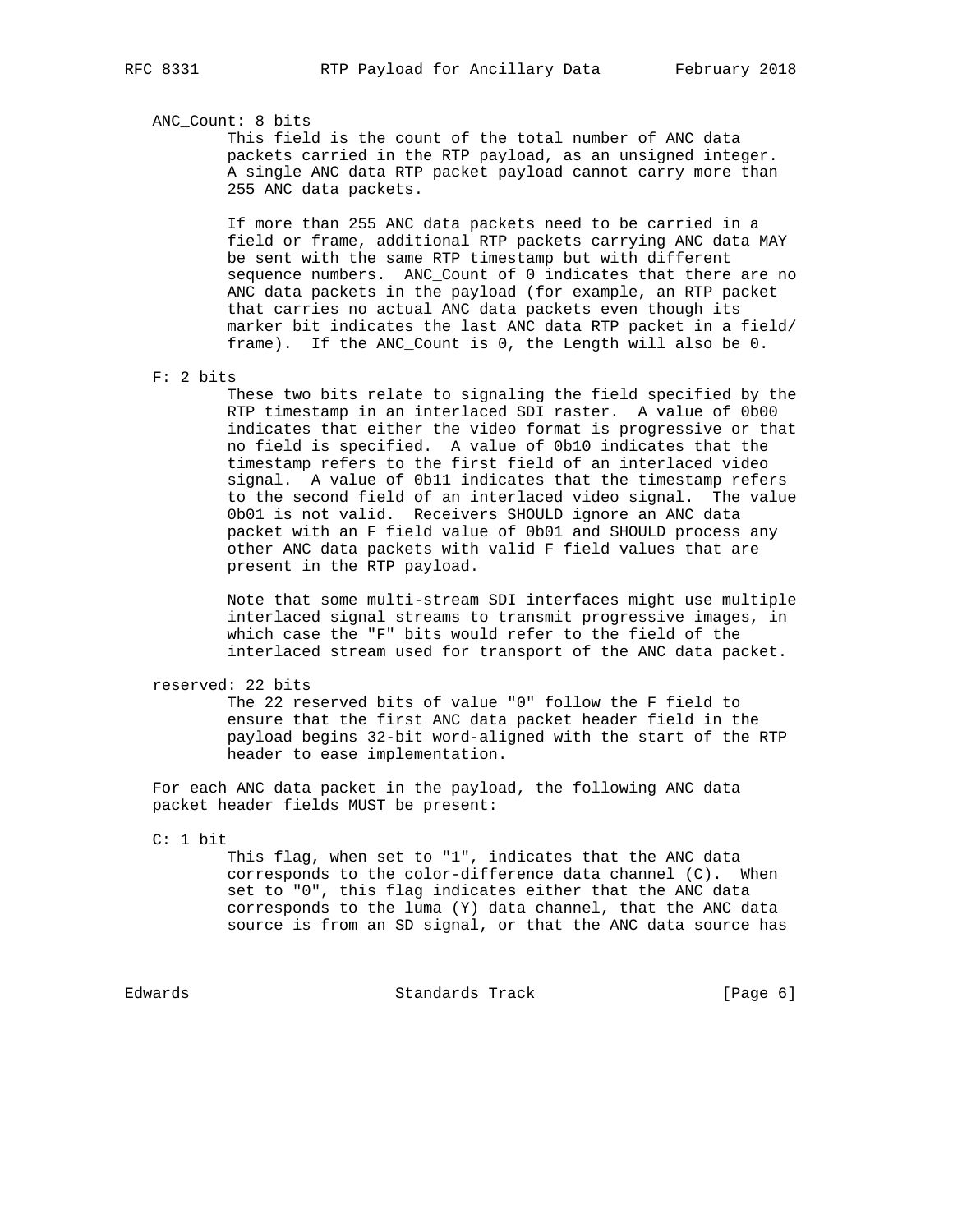ANC_Count: 8 bits

This field is the count of the total number of ANC data packets carried in the RTP payload, as an unsigned integer. A single ANC data RTP packet payload cannot carry more than 255 ANC data packets.

If more than 255 ANC data packets need to be carried in a field or frame, additional RTP packets carrying ANC data MAY be sent with the same RTP timestamp but with different sequence numbers. ANC_Count of 0 indicates that there are no ANC data packets in the payload (for example, an RTP packet that carries no actual ANC data packets even though its marker bit indicates the last ANC data RTP packet in a field/frame). If the ANC_Count is 0, the Length will also be 0.

F: 2 bits

These two bits relate to signaling the field specified by the RTP timestamp in an interlaced SDI raster. A value of 0b00 indicates that either the video format is progressive or that no field is specified. A value of 0b10 indicates that the timestamp refers to the first field of an interlaced video signal. A value of 0b11 indicates that the timestamp refers to the second field of an interlaced video signal. The value 0b01 is not valid. Receivers SHOULD ignore an ANC data packet with an F field value of 0b01 and SHOULD process any other ANC data packets with valid F field values that are present in the RTP payload.

Note that some multi-stream SDI interfaces might use multiple interlaced signal streams to transmit progressive images, in which case the "F" bits would refer to the field of the interlaced stream used for transport of the ANC data packet.

reserved: 22 bits

The 22 reserved bits of value "0" follow the F field to ensure that the first ANC data packet header field in the payload begins 32-bit word-aligned with the start of the RTP header to ease implementation.

For each ANC data packet in the payload, the following ANC data packet header fields MUST be present:

C: 1 bit

This flag, when set to "1", indicates that the ANC data corresponds to the color-difference data channel (C). When set to "0", this flag indicates either that the ANC data corresponds to the luma (Y) data channel, that the ANC data source is from an SD signal, or that the ANC data source has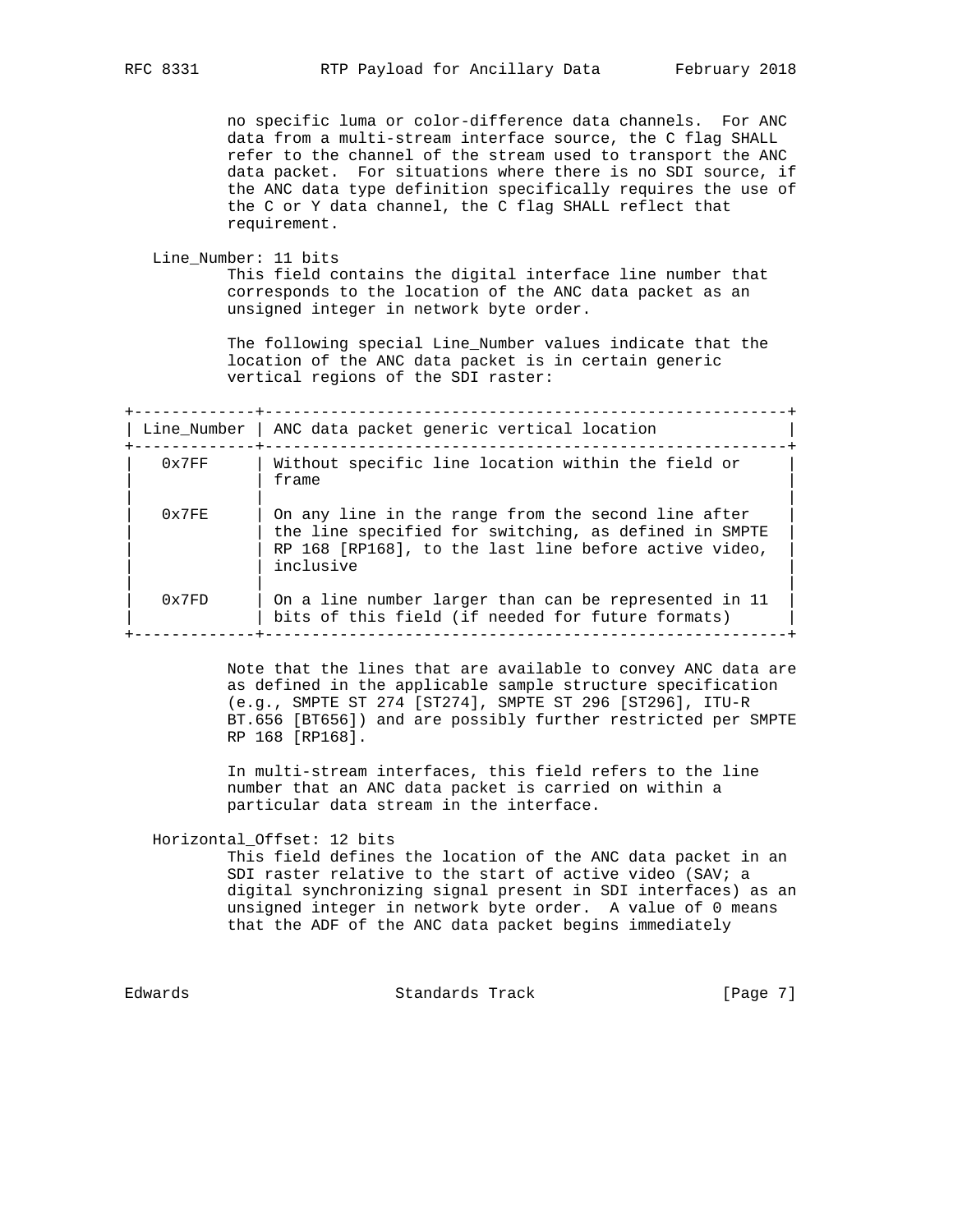no specific luma or color-difference data channels. For ANC data from a multi-stream interface source, the C flag SHALL refer to the channel of the stream used to transport the ANC data packet. For situations where there is no SDI source, if the ANC data type definition specifically requires the use of the C or Y data channel, the C flag SHALL reflect that requirement.

Line_Number: 11 bits

This field contains the digital interface line number that corresponds to the location of the ANC data packet as an unsigned integer in network byte order.

The following special Line_Number values indicate that the location of the ANC data packet is in certain generic vertical regions of the SDI raster:

| Line_Number | ANC data packet generic vertical location |
|---|---|
| 0x7FF | Without specific line location within the field or frame |
| 0x7FE | On any line in the range from the second line after the line specified for switching, as defined in SMPTE RP 168 [RP168], to the last line before active video, inclusive |
| 0x7FD | On a line number larger than can be represented in 11 bits of this field (if needed for future formats) |

Note that the lines that are available to convey ANC data are as defined in the applicable sample structure specification (e.g., SMPTE ST 274 [ST274], SMPTE ST 296 [ST296], ITU-R BT.656 [BT656]) and are possibly further restricted per SMPTE RP 168 [RP168].

In multi-stream interfaces, this field refers to the line number that an ANC data packet is carried on within a particular data stream in the interface.

Horizontal_Offset: 12 bits

This field defines the location of the ANC data packet in an SDI raster relative to the start of active video (SAV; a digital synchronizing signal present in SDI interfaces) as an unsigned integer in network byte order. A value of 0 means that the ADF of the ANC data packet begins immediately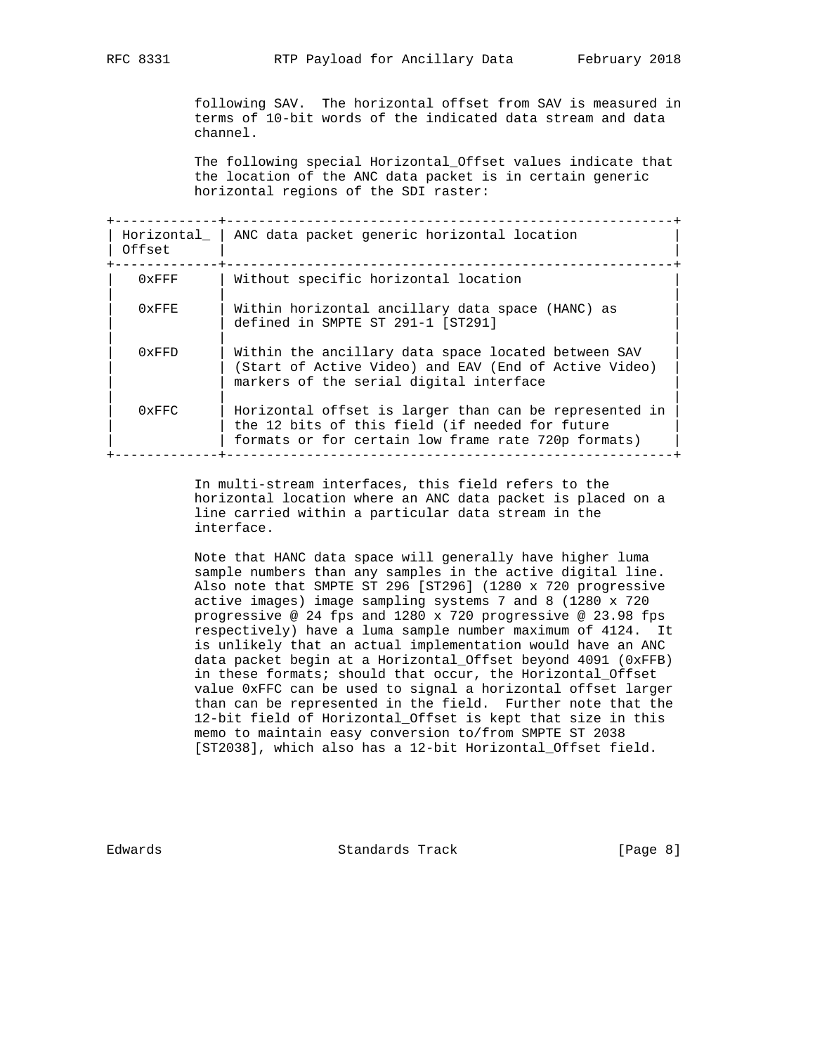following SAV. The horizontal offset from SAV is measured in terms of 10-bit words of the indicated data stream and data channel.

The following special Horizontal_Offset values indicate that the location of the ANC data packet is in certain generic horizontal regions of the SDI raster:

| Horizontal_ Offset | ANC data packet generic horizontal location |
|---|---|
| 0xFFF | Without specific horizontal location |
| 0xFFE | Within horizontal ancillary data space (HANC) as defined in SMPTE ST 291-1 [ST291] |
| 0xFFD | Within the ancillary data space located between SAV (Start of Active Video) and EAV (End of Active Video) markers of the serial digital interface |
| 0xFFC | Horizontal offset is larger than can be represented in the 12 bits of this field (if needed for future formats or for certain low frame rate 720p formats) |

In multi-stream interfaces, this field refers to the horizontal location where an ANC data packet is placed on a line carried within a particular data stream in the interface.

Note that HANC data space will generally have higher luma sample numbers than any samples in the active digital line. Also note that SMPTE ST 296 [ST296] (1280 x 720 progressive active images) image sampling systems 7 and 8 (1280 x 720 progressive @ 24 fps and 1280 x 720 progressive @ 23.98 fps respectively) have a luma sample number maximum of 4124. It is unlikely that an actual implementation would have an ANC data packet begin at a Horizontal_Offset beyond 4091 (0xFFB) in these formats; should that occur, the Horizontal_Offset value 0xFFC can be used to signal a horizontal offset larger than can be represented in the field. Further note that the 12-bit field of Horizontal_Offset is kept that size in this memo to maintain easy conversion to/from SMPTE ST 2038 [ST2038], which also has a 12-bit Horizontal_Offset field.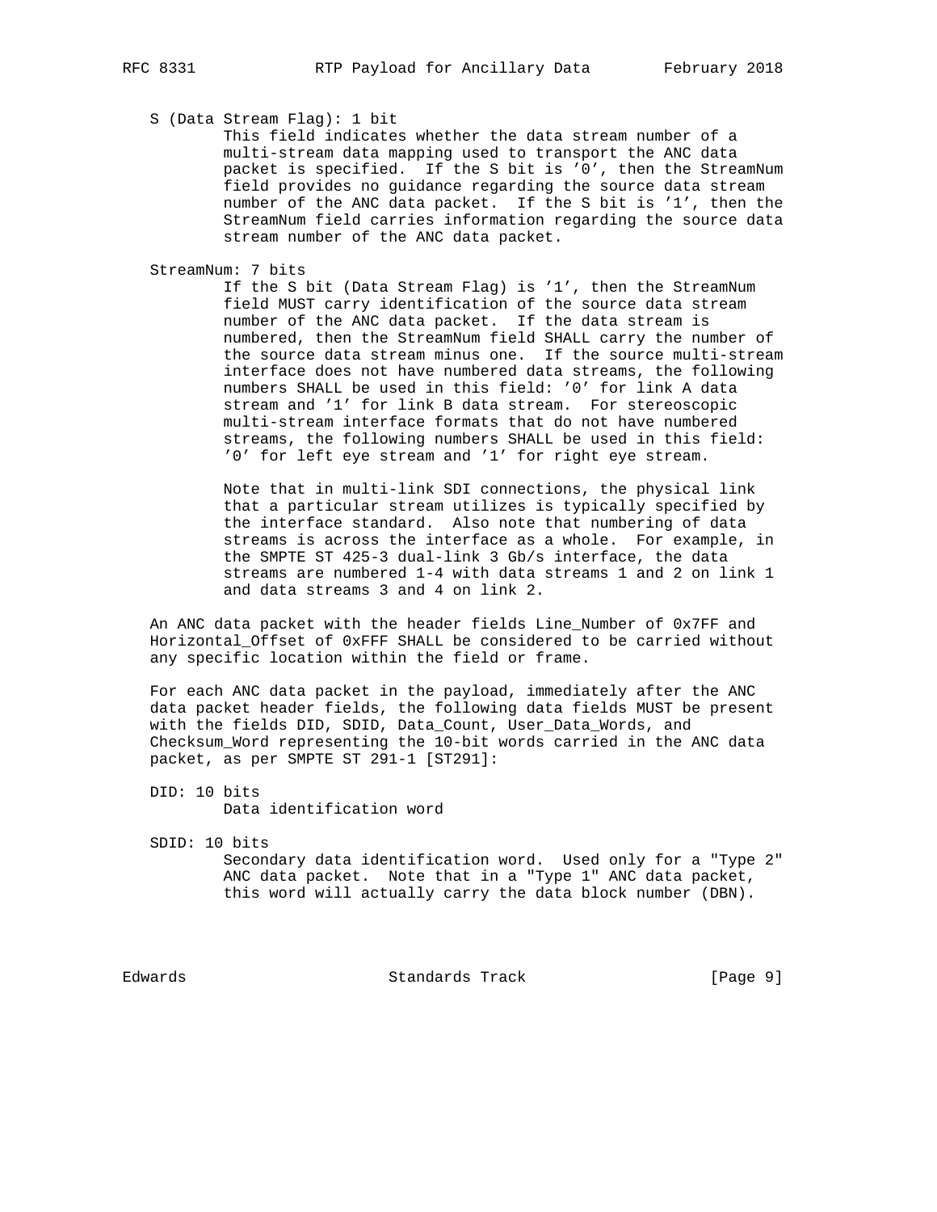S (Data Stream Flag): 1 bit

This field indicates whether the data stream number of a multi-stream data mapping used to transport the ANC data packet is specified. If the S bit is '0', then the StreamNum field provides no guidance regarding the source data stream number of the ANC data packet. If the S bit is '1', then the StreamNum field carries information regarding the source data stream number of the ANC data packet.

StreamNum: 7 bits

If the S bit (Data Stream Flag) is '1', then the StreamNum field MUST carry identification of the source data stream number of the ANC data packet. If the data stream is numbered, then the StreamNum field SHALL carry the number of the source data stream minus one. If the source multi-stream interface does not have numbered data streams, the following numbers SHALL be used in this field: '0' for link A data stream and '1' for link B data stream. For stereoscopic multi-stream interface formats that do not have numbered streams, the following numbers SHALL be used in this field: '0' for left eye stream and '1' for right eye stream.

Note that in multi-link SDI connections, the physical link that a particular stream utilizes is typically specified by the interface standard. Also note that numbering of data streams is across the interface as a whole. For example, in the SMPTE ST 425-3 dual-link 3 Gb/s interface, the data streams are numbered 1-4 with data streams 1 and 2 on link 1 and data streams 3 and 4 on link 2.

An ANC data packet with the header fields Line_Number of 0x7FF and Horizontal_Offset of 0xFFF SHALL be considered to be carried without any specific location within the field or frame.

For each ANC data packet in the payload, immediately after the ANC data packet header fields, the following data fields MUST be present with the fields DID, SDID, Data_Count, User_Data_Words, and Checksum_Word representing the 10-bit words carried in the ANC data packet, as per SMPTE ST 291-1 [ST291]:

DID: 10 bits

Data identification word

SDID: 10 bits

Secondary data identification word. Used only for a "Type 2" ANC data packet. Note that in a "Type 1" ANC data packet, this word will actually carry the data block number (DBN).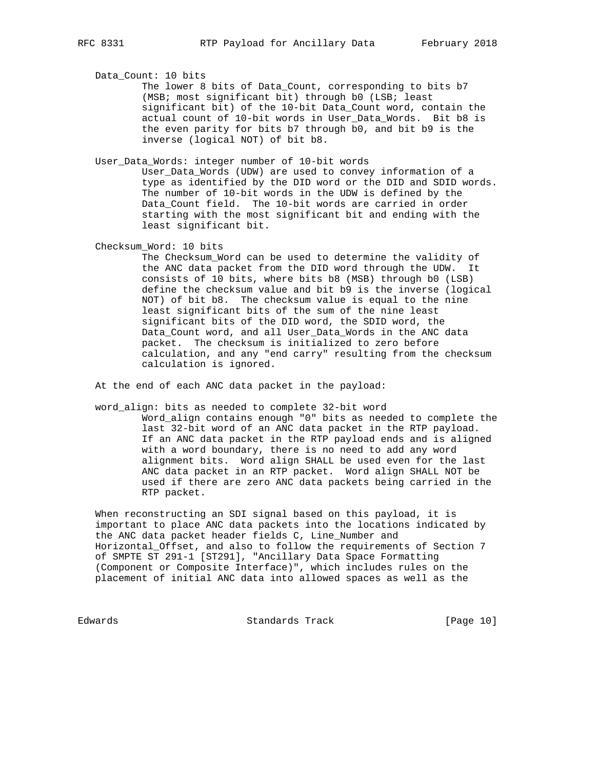Data_Count: 10 bits

The lower 8 bits of Data_Count, corresponding to bits b7 (MSB; most significant bit) through b0 (LSB; least significant bit) of the 10-bit Data_Count word, contain the actual count of 10-bit words in User_Data_Words. Bit b8 is the even parity for bits b7 through b0, and bit b9 is the inverse (logical NOT) of bit b8.

User_Data_Words: integer number of 10-bit words

User_Data_Words (UDW) are used to convey information of a type as identified by the DID word or the DID and SDID words. The number of 10-bit words in the UDW is defined by the Data_Count field. The 10-bit words are carried in order starting with the most significant bit and ending with the least significant bit.

Checksum_Word: 10 bits

The Checksum_Word can be used to determine the validity of the ANC data packet from the DID word through the UDW. It consists of 10 bits, where bits b8 (MSB) through b0 (LSB) define the checksum value and bit b9 is the inverse (logical NOT) of bit b8. The checksum value is equal to the nine least significant bits of the sum of the nine least significant bits of the DID word, the SDID word, the Data_Count word, and all User_Data_Words in the ANC data packet. The checksum is initialized to zero before calculation, and any "end carry" resulting from the checksum calculation is ignored.

At the end of each ANC data packet in the payload:

word_align: bits as needed to complete 32-bit word

Word_align contains enough "0" bits as needed to complete the last 32-bit word of an ANC data packet in the RTP payload. If an ANC data packet in the RTP payload ends and is aligned with a word boundary, there is no need to add any word alignment bits. Word align SHALL be used even for the last ANC data packet in an RTP packet. Word align SHALL NOT be used if there are zero ANC data packets being carried in the RTP packet.

When reconstructing an SDI signal based on this payload, it is important to place ANC data packets into the locations indicated by the ANC data packet header fields C, Line_Number and Horizontal_Offset, and also to follow the requirements of Section 7 of SMPTE ST 291-1 [ST291], "Ancillary Data Space Formatting (Component or Composite Interface)", which includes rules on the placement of initial ANC data into allowed spaces as well as the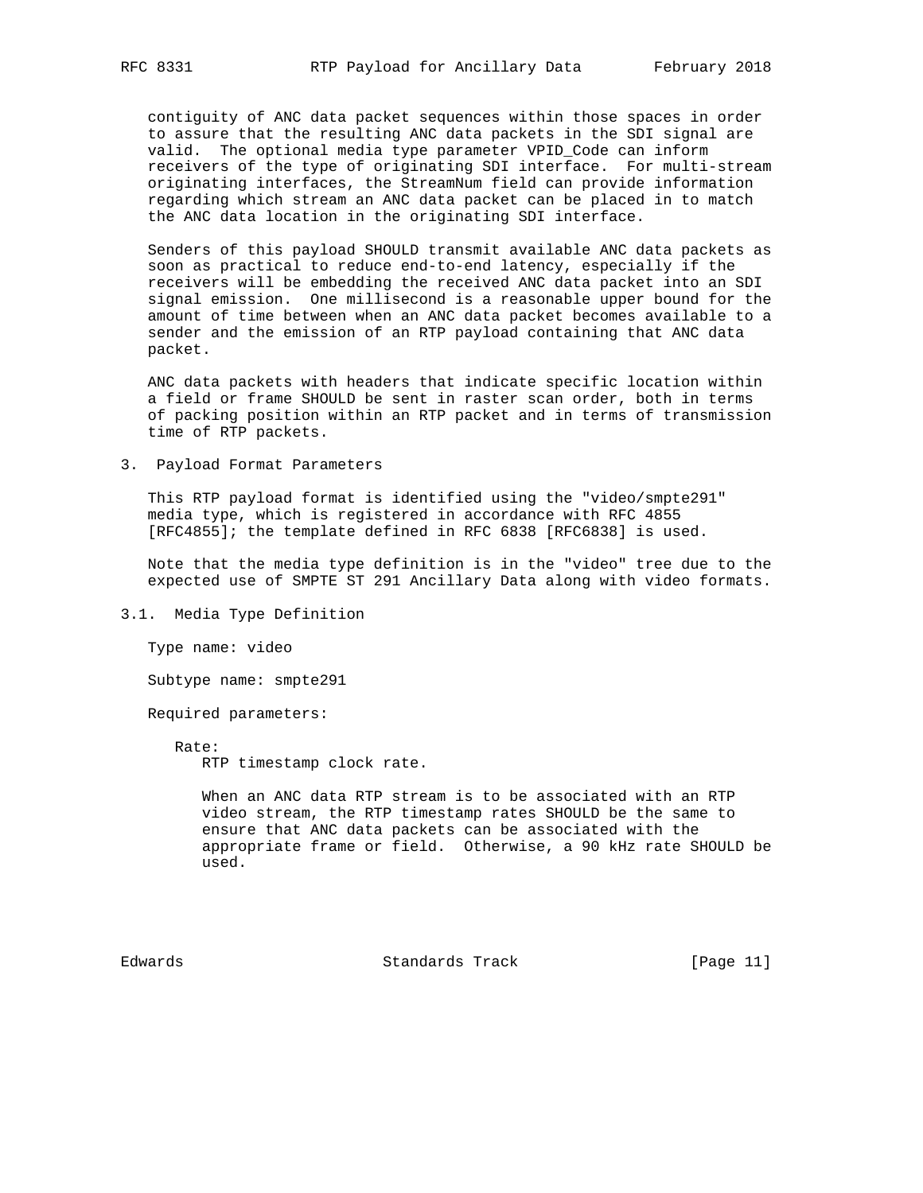contiguity of ANC data packet sequences within those spaces in order to assure that the resulting ANC data packets in the SDI signal are valid. The optional media type parameter VPID_Code can inform receivers of the type of originating SDI interface. For multi-stream originating interfaces, the StreamNum field can provide information regarding which stream an ANC data packet can be placed in to match the ANC data location in the originating SDI interface.

Senders of this payload SHOULD transmit available ANC data packets as soon as practical to reduce end-to-end latency, especially if the receivers will be embedding the received ANC data packet into an SDI signal emission. One millisecond is a reasonable upper bound for the amount of time between when an ANC data packet becomes available to a sender and the emission of an RTP payload containing that ANC data packet.

ANC data packets with headers that indicate specific location within a field or frame SHOULD be sent in raster scan order, both in terms of packing position within an RTP packet and in terms of transmission time of RTP packets.

## 3. Payload Format Parameters

This RTP payload format is identified using the "video/smpte291" media type, which is registered in accordance with RFC 4855 [RFC4855]; the template defined in RFC 6838 [RFC6838] is used.

Note that the media type definition is in the "video" tree due to the expected use of SMPTE ST 291 Ancillary Data along with video formats.

### 3.1. Media Type Definition

Type name: video

Subtype name: smpte291

Required parameters:

Rate:
RTP timestamp clock rate.

When an ANC data RTP stream is to be associated with an RTP video stream, the RTP timestamp rates SHOULD be the same to ensure that ANC data packets can be associated with the appropriate frame or field. Otherwise, a 90 kHz rate SHOULD be used.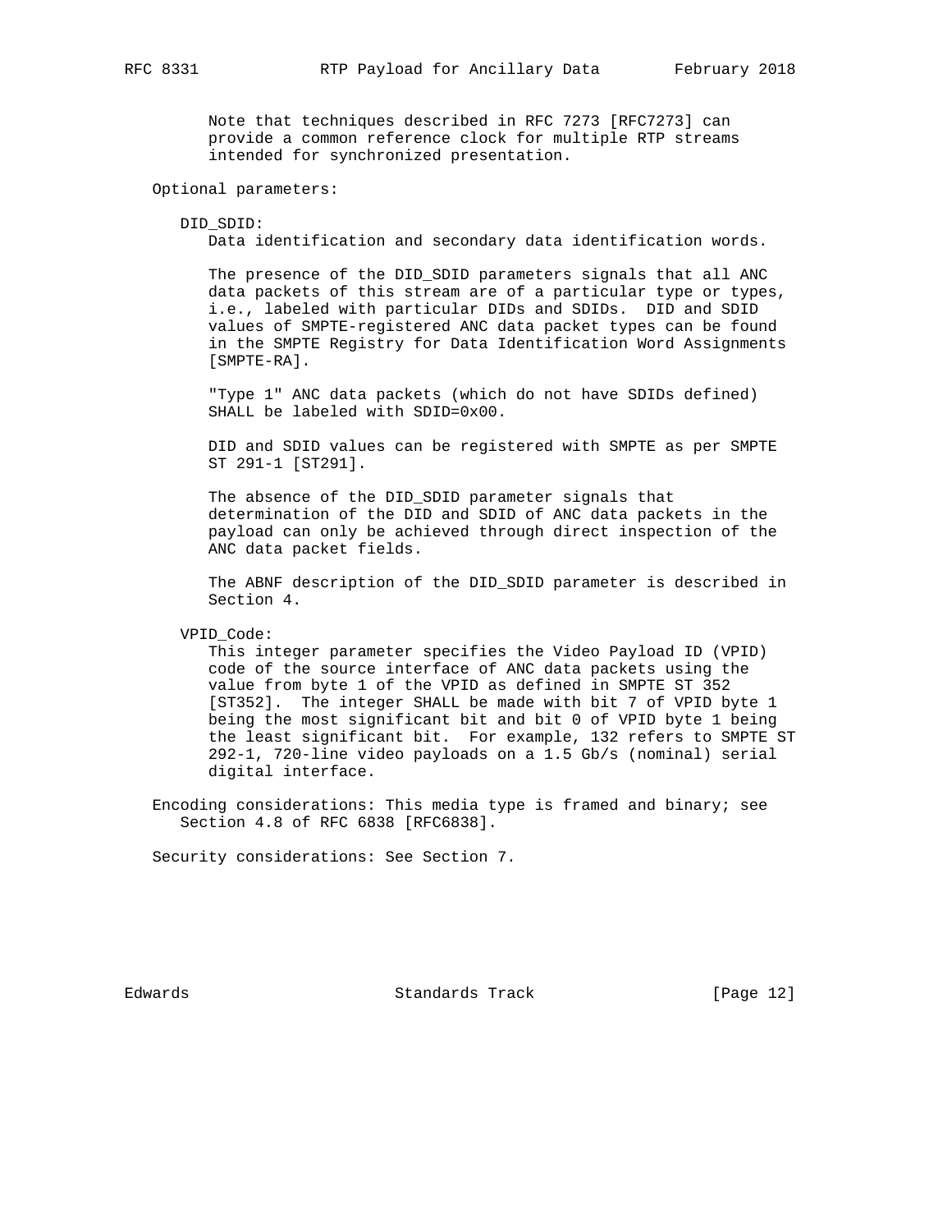Note that techniques described in RFC 7273 [RFC7273] can provide a common reference clock for multiple RTP streams intended for synchronized presentation.

Optional parameters:

DID_SDID:
Data identification and secondary data identification words.

The presence of the DID_SDID parameters signals that all ANC data packets of this stream are of a particular type or types, i.e., labeled with particular DIDs and SDIDs. DID and SDID values of SMPTE-registered ANC data packet types can be found in the SMPTE Registry for Data Identification Word Assignments [SMPTE-RA].

"Type 1" ANC data packets (which do not have SDIDs defined) SHALL be labeled with SDID=0x00.

DID and SDID values can be registered with SMPTE as per SMPTE ST 291-1 [ST291].

The absence of the DID_SDID parameter signals that determination of the DID and SDID of ANC data packets in the payload can only be achieved through direct inspection of the ANC data packet fields.

The ABNF description of the DID_SDID parameter is described in Section 4.

VPID_Code:
This integer parameter specifies the Video Payload ID (VPID) code of the source interface of ANC data packets using the value from byte 1 of the VPID as defined in SMPTE ST 352 [ST352]. The integer SHALL be made with bit 7 of VPID byte 1 being the most significant bit and bit 0 of VPID byte 1 being the least significant bit. For example, 132 refers to SMPTE ST 292-1, 720-line video payloads on a 1.5 Gb/s (nominal) serial digital interface.

Encoding considerations: This media type is framed and binary; see Section 4.8 of RFC 6838 [RFC6838].

Security considerations: See Section 7.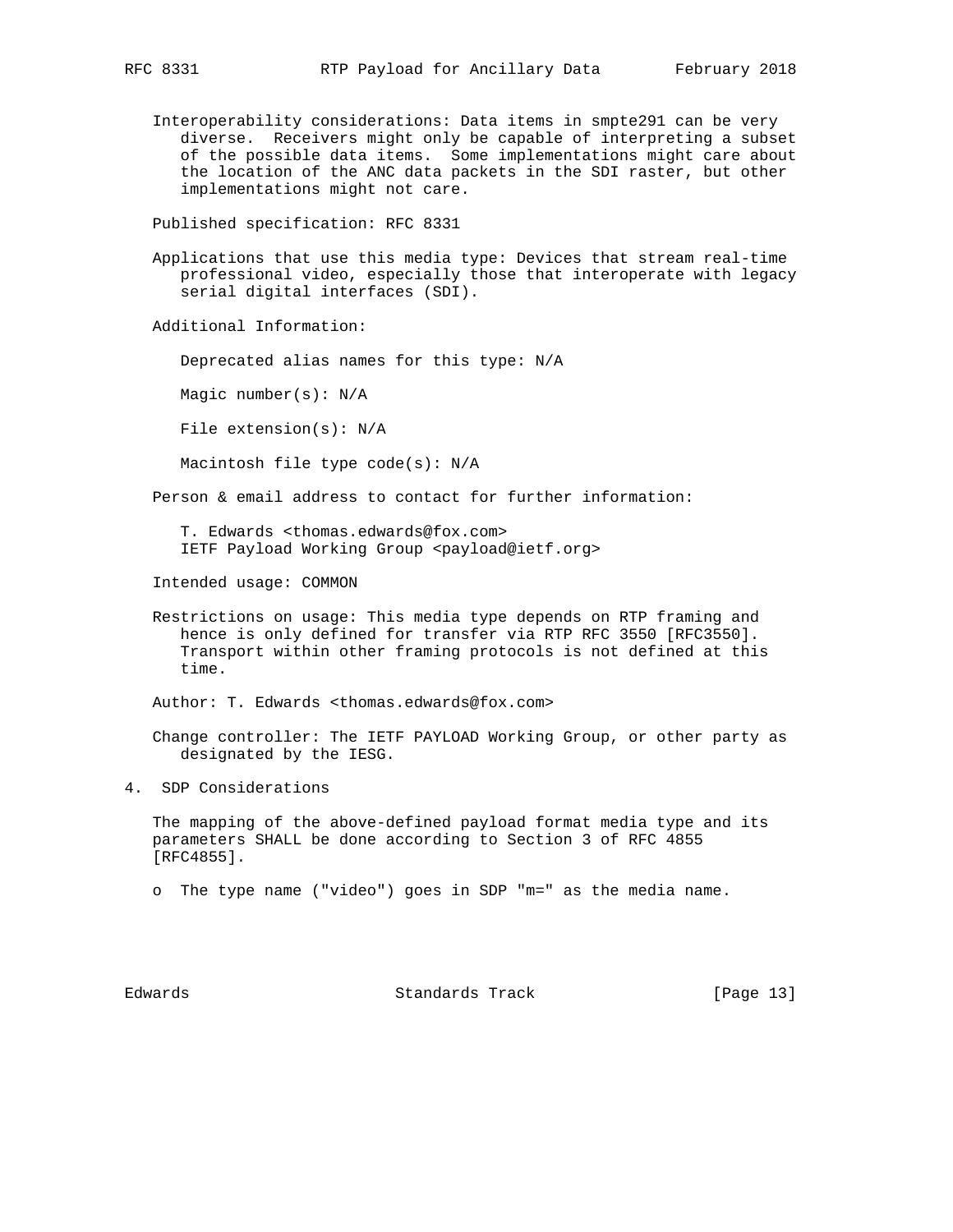Interoperability considerations: Data items in smpte291 can be very diverse. Receivers might only be capable of interpreting a subset of the possible data items. Some implementations might care about the location of the ANC data packets in the SDI raster, but other implementations might not care.

Published specification: RFC 8331

Applications that use this media type: Devices that stream real-time professional video, especially those that interoperate with legacy serial digital interfaces (SDI).

Additional Information:

Deprecated alias names for this type: N/A

Magic number(s): N/A

File extension(s): N/A

Macintosh file type code(s): N/A

Person & email address to contact for further information:

T. Edwards <thomas.edwards@fox.com>
IETF Payload Working Group <payload@ietf.org>

Intended usage: COMMON

Restrictions on usage: This media type depends on RTP framing and hence is only defined for transfer via RTP RFC 3550 [RFC3550]. Transport within other framing protocols is not defined at this time.

Author: T. Edwards <thomas.edwards@fox.com>

Change controller: The IETF PAYLOAD Working Group, or other party as designated by the IESG.

## 4. SDP Considerations

The mapping of the above-defined payload format media type and its parameters SHALL be done according to Section 3 of RFC 4855 [RFC4855].

- The type name ("video") goes in SDP "m=" as the media name.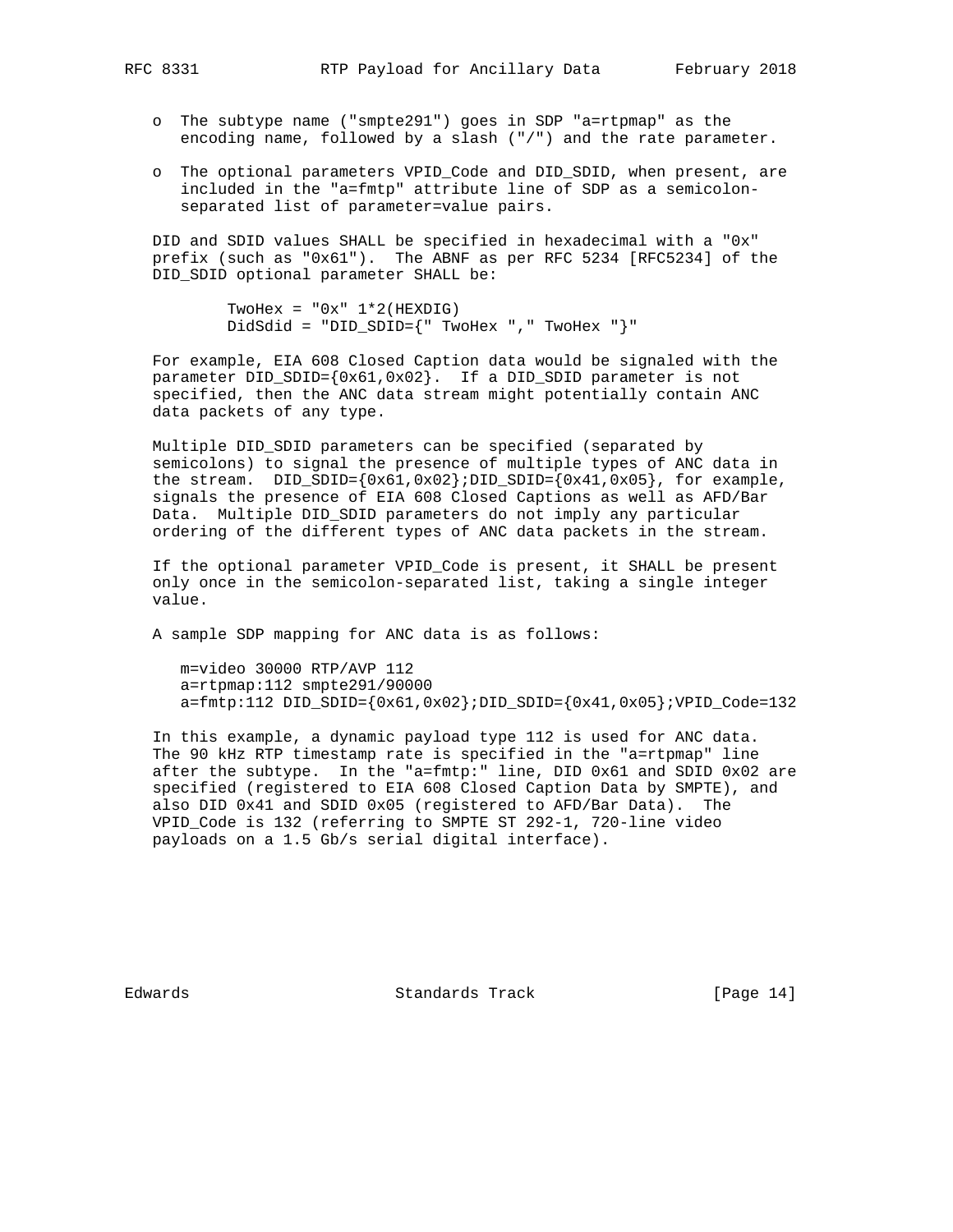- The subtype name ("smpte291") goes in SDP "a=rtpmap" as the encoding name, followed by a slash ("/") and the rate parameter.

- The optional parameters VPID_Code and DID_SDID, when present, are included in the "a=fmtp" attribute line of SDP as a semicolon-separated list of parameter=value pairs.

DID and SDID values SHALL be specified in hexadecimal with a "0x" prefix (such as "0x61"). The ABNF as per RFC 5234 [RFC5234] of the DID_SDID optional parameter SHALL be:

```
TwoHex = "0x" 1*2(HEXDIG)
DidSdid = "DID_SDID={" TwoHex "," TwoHex "}"
```

For example, EIA 608 Closed Caption data would be signaled with the parameter DID_SDID={0x61,0x02}. If a DID_SDID parameter is not specified, then the ANC data stream might potentially contain ANC data packets of any type.

Multiple DID_SDID parameters can be specified (separated by semicolons) to signal the presence of multiple types of ANC data in the stream. DID_SDID={0x61,0x02};DID_SDID={0x41,0x05}, for example, signals the presence of EIA 608 Closed Captions as well as AFD/Bar Data. Multiple DID_SDID parameters do not imply any particular ordering of the different types of ANC data packets in the stream.

If the optional parameter VPID_Code is present, it SHALL be present only once in the semicolon-separated list, taking a single integer value.

A sample SDP mapping for ANC data is as follows:

```
m=video 30000 RTP/AVP 112
a=rtpmap:112 smpte291/90000
a=fmtp:112 DID_SDID={0x61,0x02};DID_SDID={0x41,0x05};VPID_Code=132
```

In this example, a dynamic payload type 112 is used for ANC data. The 90 kHz RTP timestamp rate is specified in the "a=rtpmap" line after the subtype. In the "a=fmtp:" line, DID 0x61 and SDID 0x02 are specified (registered to EIA 608 Closed Caption Data by SMPTE), and also DID 0x41 and SDID 0x05 (registered to AFD/Bar Data). The VPID_Code is 132 (referring to SMPTE ST 292-1, 720-line video payloads on a 1.5 Gb/s serial digital interface).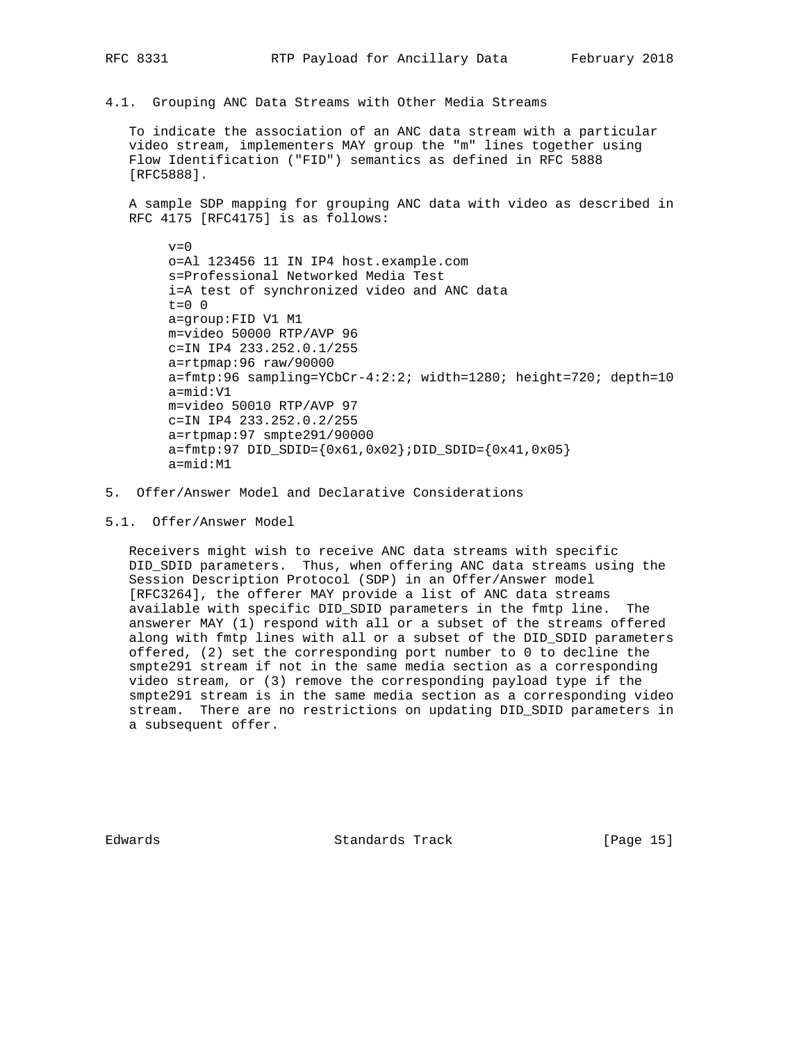### 4.1. Grouping ANC Data Streams with Other Media Streams

To indicate the association of an ANC data stream with a particular video stream, implementers MAY group the "m" lines together using Flow Identification ("FID") semantics as defined in RFC 5888 [RFC5888].

A sample SDP mapping for grouping ANC data with video as described in RFC 4175 [RFC4175] is as follows:

```
v=0
o=Al 123456 11 IN IP4 host.example.com
s=Professional Networked Media Test
i=A test of synchronized video and ANC data
t=0 0
a=group:FID V1 M1
m=video 50000 RTP/AVP 96
c=IN IP4 233.252.0.1/255
a=rtpmap:96 raw/90000
a=fmtp:96 sampling=YCbCr-4:2:2; width=1280; height=720; depth=10
a=mid:V1
m=video 50010 RTP/AVP 97
c=IN IP4 233.252.0.2/255
a=rtpmap:97 smpte291/90000
a=fmtp:97 DID_SDID={0x61,0x02};DID_SDID={0x41,0x05}
a=mid:M1
```

## 5. Offer/Answer Model and Declarative Considerations

### 5.1. Offer/Answer Model

Receivers might wish to receive ANC data streams with specific DID_SDID parameters. Thus, when offering ANC data streams using the Session Description Protocol (SDP) in an Offer/Answer model [RFC3264], the offerer MAY provide a list of ANC data streams available with specific DID_SDID parameters in the fmtp line. The answerer MAY (1) respond with all or a subset of the streams offered along with fmtp lines with all or a subset of the DID_SDID parameters offered, (2) set the corresponding port number to 0 to decline the smpte291 stream if not in the same media section as a corresponding video stream, or (3) remove the corresponding payload type if the smpte291 stream is in the same media section as a corresponding video stream. There are no restrictions on updating DID_SDID parameters in a subsequent offer.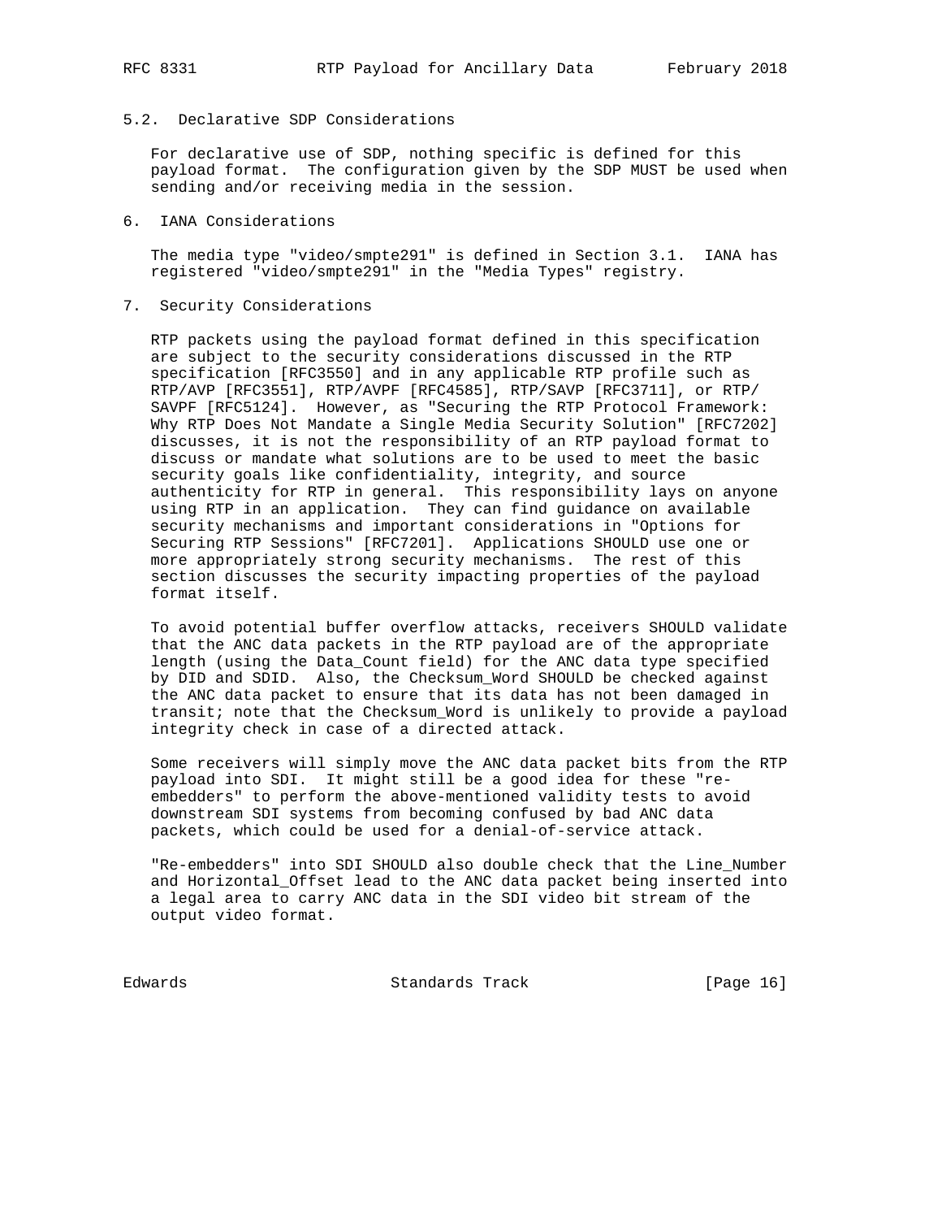### 5.2. Declarative SDP Considerations

For declarative use of SDP, nothing specific is defined for this payload format. The configuration given by the SDP MUST be used when sending and/or receiving media in the session.

## 6. IANA Considerations

The media type "video/smpte291" is defined in Section 3.1. IANA has registered "video/smpte291" in the "Media Types" registry.

## 7. Security Considerations

RTP packets using the payload format defined in this specification are subject to the security considerations discussed in the RTP specification [RFC3550] and in any applicable RTP profile such as RTP/AVP [RFC3551], RTP/AVPF [RFC4585], RTP/SAVP [RFC3711], or RTP/SAVPF [RFC5124]. However, as "Securing the RTP Protocol Framework: Why RTP Does Not Mandate a Single Media Security Solution" [RFC7202] discusses, it is not the responsibility of an RTP payload format to discuss or mandate what solutions are to be used to meet the basic security goals like confidentiality, integrity, and source authenticity for RTP in general. This responsibility lays on anyone using RTP in an application. They can find guidance on available security mechanisms and important considerations in "Options for Securing RTP Sessions" [RFC7201]. Applications SHOULD use one or more appropriately strong security mechanisms. The rest of this section discusses the security impacting properties of the payload format itself.

To avoid potential buffer overflow attacks, receivers SHOULD validate that the ANC data packets in the RTP payload are of the appropriate length (using the Data_Count field) for the ANC data type specified by DID and SDID. Also, the Checksum_Word SHOULD be checked against the ANC data packet to ensure that its data has not been damaged in transit; note that the Checksum_Word is unlikely to provide a payload integrity check in case of a directed attack.

Some receivers will simply move the ANC data packet bits from the RTP payload into SDI. It might still be a good idea for these "re-embedders" to perform the above-mentioned validity tests to avoid downstream SDI systems from becoming confused by bad ANC data packets, which could be used for a denial-of-service attack.

"Re-embedders" into SDI SHOULD also double check that the Line_Number and Horizontal_Offset lead to the ANC data packet being inserted into a legal area to carry ANC data in the SDI video bit stream of the output video format.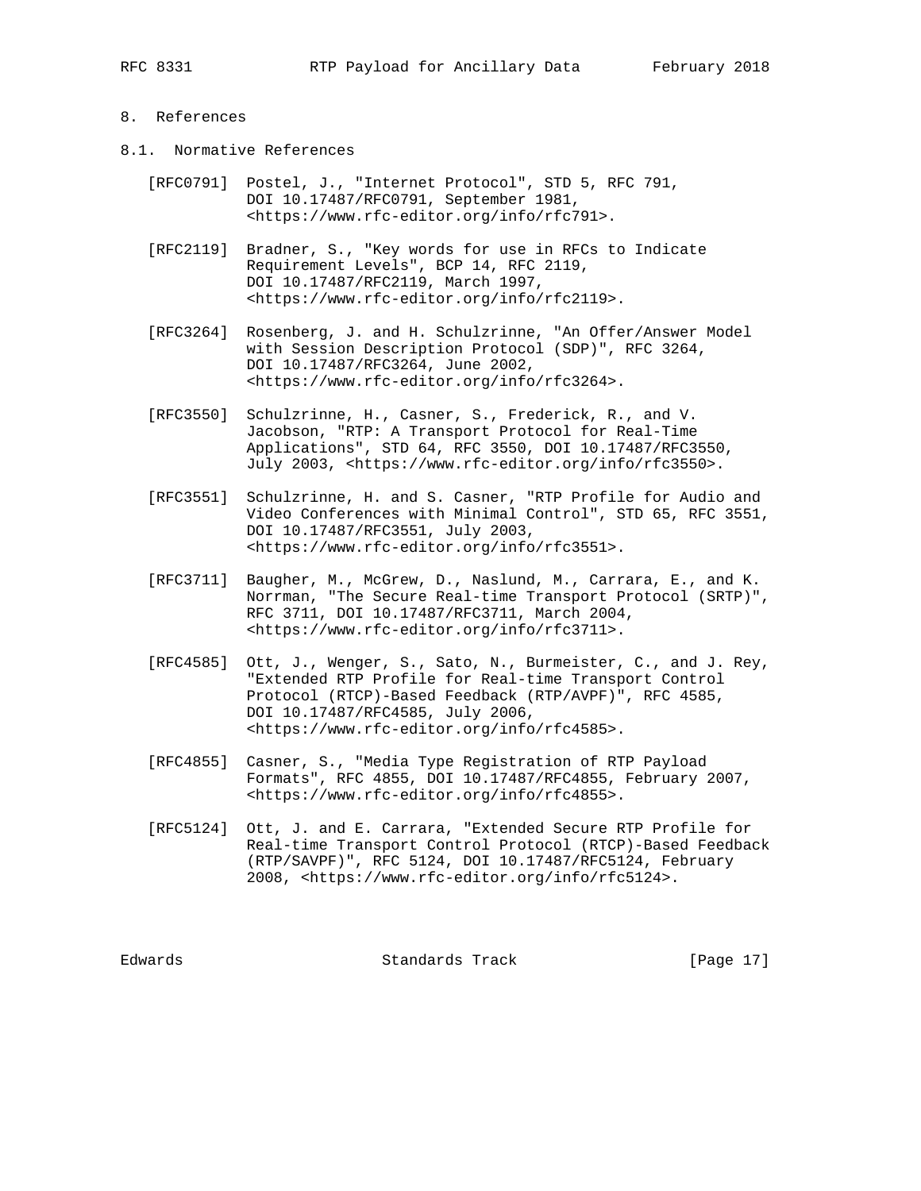## 8. References

### 8.1. Normative References

[RFC0791] Postel, J., "Internet Protocol", STD 5, RFC 791, DOI 10.17487/RFC0791, September 1981, <https://www.rfc-editor.org/info/rfc791>.

[RFC2119] Bradner, S., "Key words for use in RFCs to Indicate Requirement Levels", BCP 14, RFC 2119, DOI 10.17487/RFC2119, March 1997, <https://www.rfc-editor.org/info/rfc2119>.

[RFC3264] Rosenberg, J. and H. Schulzrinne, "An Offer/Answer Model with Session Description Protocol (SDP)", RFC 3264, DOI 10.17487/RFC3264, June 2002, <https://www.rfc-editor.org/info/rfc3264>.

[RFC3550] Schulzrinne, H., Casner, S., Frederick, R., and V. Jacobson, "RTP: A Transport Protocol for Real-Time Applications", STD 64, RFC 3550, DOI 10.17487/RFC3550, July 2003, <https://www.rfc-editor.org/info/rfc3550>.

[RFC3551] Schulzrinne, H. and S. Casner, "RTP Profile for Audio and Video Conferences with Minimal Control", STD 65, RFC 3551, DOI 10.17487/RFC3551, July 2003, <https://www.rfc-editor.org/info/rfc3551>.

[RFC3711] Baugher, M., McGrew, D., Naslund, M., Carrara, E., and K. Norrman, "The Secure Real-time Transport Protocol (SRTP)", RFC 3711, DOI 10.17487/RFC3711, March 2004, <https://www.rfc-editor.org/info/rfc3711>.

[RFC4585] Ott, J., Wenger, S., Sato, N., Burmeister, C., and J. Rey, "Extended RTP Profile for Real-time Transport Control Protocol (RTCP)-Based Feedback (RTP/AVPF)", RFC 4585, DOI 10.17487/RFC4585, July 2006, <https://www.rfc-editor.org/info/rfc4585>.

[RFC4855] Casner, S., "Media Type Registration of RTP Payload Formats", RFC 4855, DOI 10.17487/RFC4855, February 2007, <https://www.rfc-editor.org/info/rfc4855>.

[RFC5124] Ott, J. and E. Carrara, "Extended Secure RTP Profile for Real-time Transport Control Protocol (RTCP)-Based Feedback (RTP/SAVPF)", RFC 5124, DOI 10.17487/RFC5124, February 2008, <https://www.rfc-editor.org/info/rfc5124>.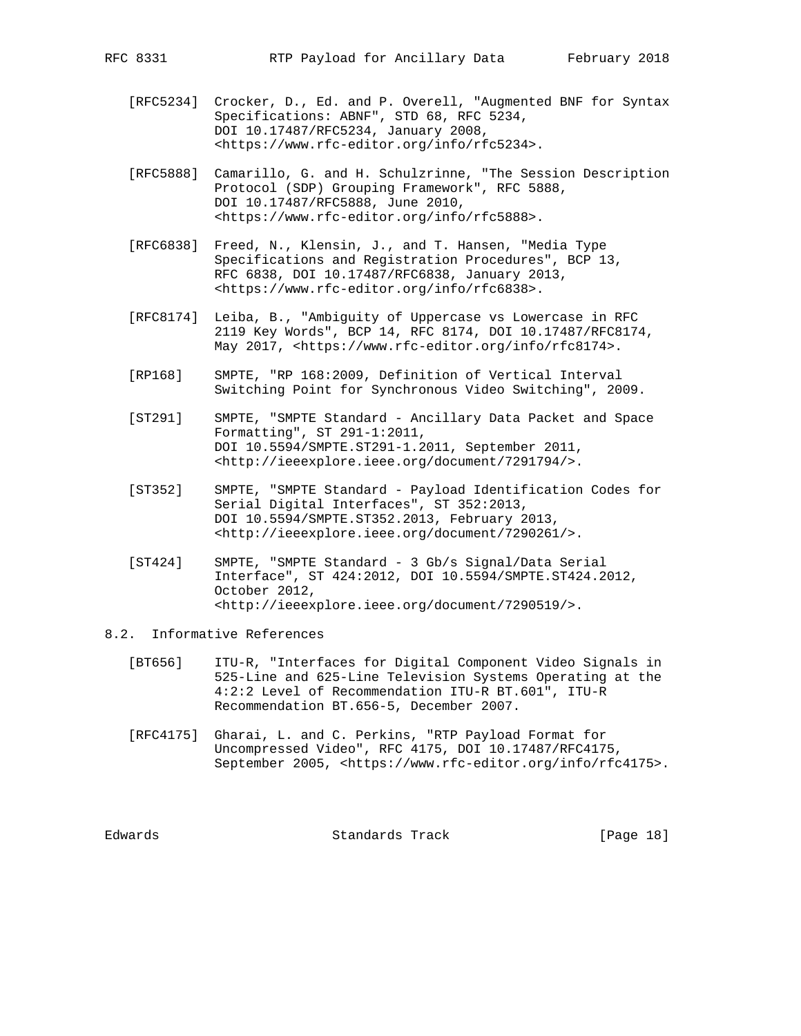[RFC5234] Crocker, D., Ed. and P. Overell, "Augmented BNF for Syntax Specifications: ABNF", STD 68, RFC 5234, DOI 10.17487/RFC5234, January 2008, <https://www.rfc-editor.org/info/rfc5234>.

[RFC5888] Camarillo, G. and H. Schulzrinne, "The Session Description Protocol (SDP) Grouping Framework", RFC 5888, DOI 10.17487/RFC5888, June 2010, <https://www.rfc-editor.org/info/rfc5888>.

[RFC6838] Freed, N., Klensin, J., and T. Hansen, "Media Type Specifications and Registration Procedures", BCP 13, RFC 6838, DOI 10.17487/RFC6838, January 2013, <https://www.rfc-editor.org/info/rfc6838>.

[RFC8174] Leiba, B., "Ambiguity of Uppercase vs Lowercase in RFC 2119 Key Words", BCP 14, RFC 8174, DOI 10.17487/RFC8174, May 2017, <https://www.rfc-editor.org/info/rfc8174>.

[RP168] SMPTE, "RP 168:2009, Definition of Vertical Interval Switching Point for Synchronous Video Switching", 2009.

[ST291] SMPTE, "SMPTE Standard - Ancillary Data Packet and Space Formatting", ST 291-1:2011, DOI 10.5594/SMPTE.ST291-1.2011, September 2011, <http://ieeexplore.ieee.org/document/7291794/>.

[ST352] SMPTE, "SMPTE Standard - Payload Identification Codes for Serial Digital Interfaces", ST 352:2013, DOI 10.5594/SMPTE.ST352.2013, February 2013, <http://ieeexplore.ieee.org/document/7290261/>.

[ST424] SMPTE, "SMPTE Standard - 3 Gb/s Signal/Data Serial Interface", ST 424:2012, DOI 10.5594/SMPTE.ST424.2012, October 2012, <http://ieeexplore.ieee.org/document/7290519/>.

## 8.2. Informative References

[BT656] ITU-R, "Interfaces for Digital Component Video Signals in 525-Line and 625-Line Television Systems Operating at the 4:2:2 Level of Recommendation ITU-R BT.601", ITU-R Recommendation BT.656-5, December 2007.

[RFC4175] Gharai, L. and C. Perkins, "RTP Payload Format for Uncompressed Video", RFC 4175, DOI 10.17487/RFC4175, September 2005, <https://www.rfc-editor.org/info/rfc4175>.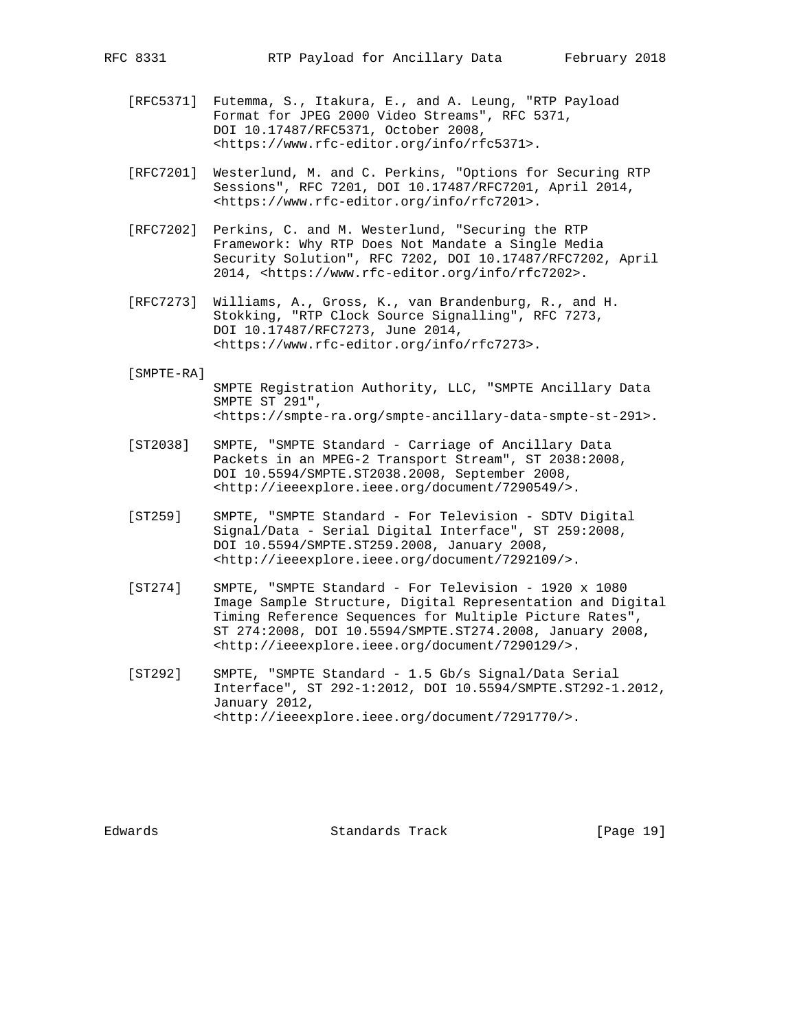[RFC5371] Futemma, S., Itakura, E., and A. Leung, "RTP Payload Format for JPEG 2000 Video Streams", RFC 5371, DOI 10.17487/RFC5371, October 2008, <https://www.rfc-editor.org/info/rfc5371>.

[RFC7201] Westerlund, M. and C. Perkins, "Options for Securing RTP Sessions", RFC 7201, DOI 10.17487/RFC7201, April 2014, <https://www.rfc-editor.org/info/rfc7201>.

[RFC7202] Perkins, C. and M. Westerlund, "Securing the RTP Framework: Why RTP Does Not Mandate a Single Media Security Solution", RFC 7202, DOI 10.17487/RFC7202, April 2014, <https://www.rfc-editor.org/info/rfc7202>.

[RFC7273] Williams, A., Gross, K., van Brandenburg, R., and H. Stokking, "RTP Clock Source Signalling", RFC 7273, DOI 10.17487/RFC7273, June 2014, <https://www.rfc-editor.org/info/rfc7273>.

[SMPTE-RA] SMPTE Registration Authority, LLC, "SMPTE Ancillary Data SMPTE ST 291", <https://smpte-ra.org/smpte-ancillary-data-smpte-st-291>.

[ST2038] SMPTE, "SMPTE Standard - Carriage of Ancillary Data Packets in an MPEG-2 Transport Stream", ST 2038:2008, DOI 10.5594/SMPTE.ST2038.2008, September 2008, <http://ieeexplore.ieee.org/document/7290549/>.

[ST259] SMPTE, "SMPTE Standard - For Television - SDTV Digital Signal/Data - Serial Digital Interface", ST 259:2008, DOI 10.5594/SMPTE.ST259.2008, January 2008, <http://ieeexplore.ieee.org/document/7292109/>.

[ST274] SMPTE, "SMPTE Standard - For Television - 1920 x 1080 Image Sample Structure, Digital Representation and Digital Timing Reference Sequences for Multiple Picture Rates", ST 274:2008, DOI 10.5594/SMPTE.ST274.2008, January 2008, <http://ieeexplore.ieee.org/document/7290129/>.

[ST292] SMPTE, "SMPTE Standard - 1.5 Gb/s Signal/Data Serial Interface", ST 292-1:2012, DOI 10.5594/SMPTE.ST292-1.2012, January 2012, <http://ieeexplore.ieee.org/document/7291770/>.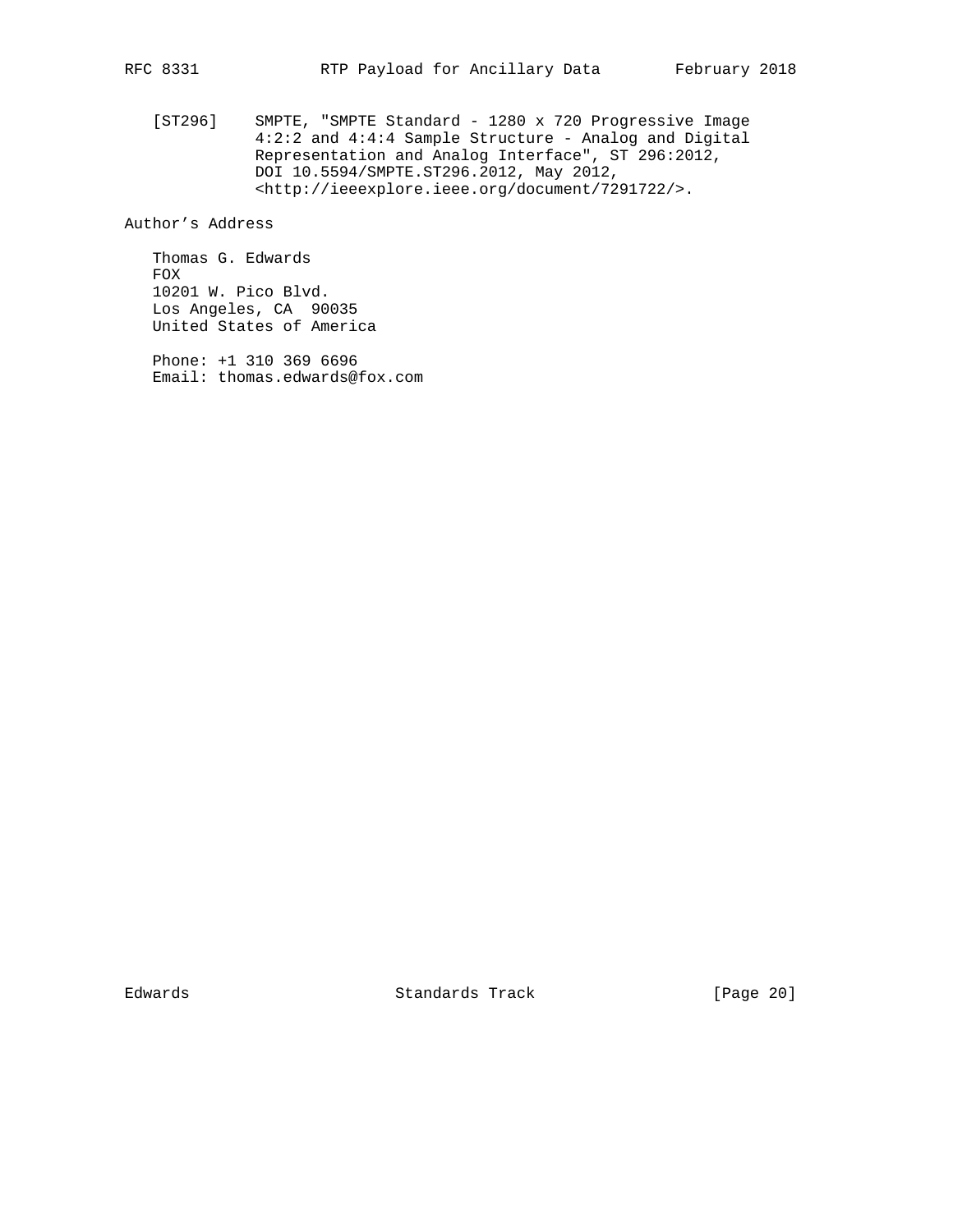[ST296] SMPTE, "SMPTE Standard - 1280 x 720 Progressive Image 4:2:2 and 4:4:4 Sample Structure - Analog and Digital Representation and Analog Interface", ST 296:2012, DOI 10.5594/SMPTE.ST296.2012, May 2012, <http://ieeexplore.ieee.org/document/7291722/>.

## Author's Address

Thomas G. Edwards
FOX
10201 W. Pico Blvd.
Los Angeles, CA 90035
United States of America

Phone: +1 310 369 6696
Email: thomas.edwards@fox.com